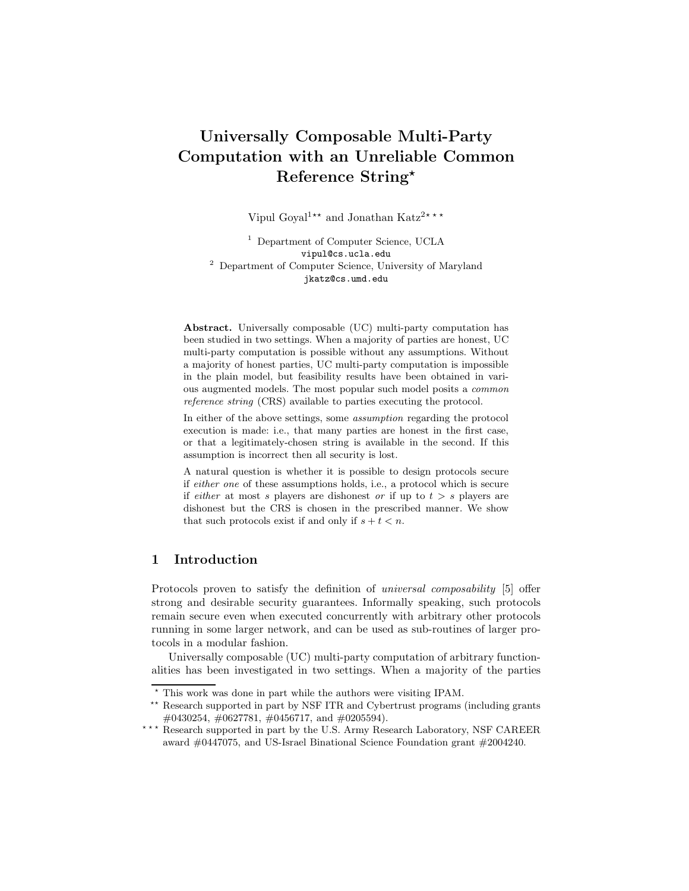# Universally Composable Multi-Party Computation with an Unreliable Common Reference String*

Vipul Goyal[1]** and Jonathan Katz[2]***

[1] Department of Computer Science, UCLA
vipul@cs.ucla.edu

[2] Department of Computer Science, University of Maryland
jkatz@cs.umd.edu

**Abstract.** Universally composable (UC) multi-party computation has been studied in two settings. When a majority of parties are honest, UC multi-party computation is possible without any assumptions. Without a majority of honest parties, UC multi-party computation is impossible in the plain model, but feasibility results have been obtained in various augmented models. The most popular such model posits a *common reference string* (CRS) available to parties executing the protocol.

In either of the above settings, some *assumption* regarding the protocol execution is made: i.e., that many parties are honest in the first case, or that a legitimately-chosen string is available in the second. If this assumption is incorrect then all security is lost.

A natural question is whether it is possible to design protocols secure if *either one* of these assumptions holds, i.e., a protocol which is secure if *either* at most $s$ players are dishonest *or* if up to $t > s$ players are dishonest but the CRS is chosen in the prescribed manner. We show that such protocols exist if and only if $s + t < n$.

## 1 Introduction

Protocols proven to satisfy the definition of *universal composability* [5] offer strong and desirable security guarantees. Informally speaking, such protocols remain secure even when executed concurrently with arbitrary other protocols running in some larger network, and can be used as sub-routines of larger protocols in a modular fashion.

Universally composable (UC) multi-party computation of arbitrary functionalities has been investigated in two settings. When a majority of the parties

---

* This work was done in part while the authors were visiting IPAM.

** Research supported in part by NSF ITR and Cybertrust programs (including grants #0430254, #0627781, #0456717, and #0205594).

*** Research supported in part by the U.S. Army Research Laboratory, NSF CAREER award #0447075, and US-Israel Binational Science Foundation grant #2004240.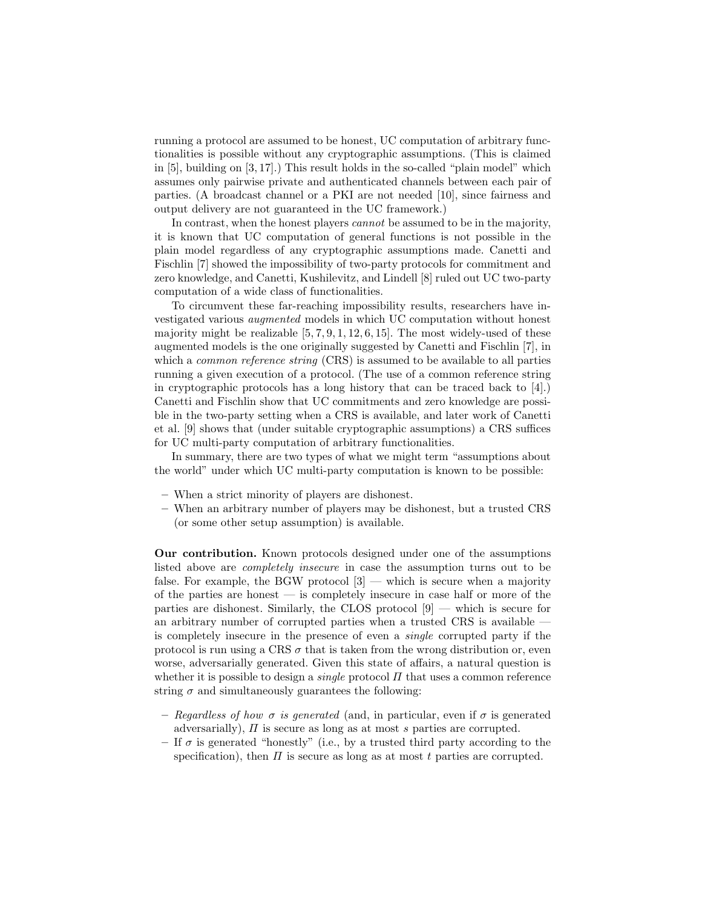running a protocol are assumed to be honest, UC computation of arbitrary functionalities is possible without any cryptographic assumptions. (This is claimed in [5], building on [3, 17].) This result holds in the so-called "plain model" which assumes only pairwise private and authenticated channels between each pair of parties. (A broadcast channel or a PKI are not needed [10], since fairness and output delivery are not guaranteed in the UC framework.)

In contrast, when the honest players *cannot* be assumed to be in the majority, it is known that UC computation of general functions is not possible in the plain model regardless of any cryptographic assumptions made. Canetti and Fischlin [7] showed the impossibility of two-party protocols for commitment and zero knowledge, and Canetti, Kushilevitz, and Lindell [8] ruled out UC two-party computation of a wide class of functionalities.

To circumvent these far-reaching impossibility results, researchers have investigated various *augmented* models in which UC computation without honest majority might be realizable [5, 7, 9, 1, 12, 6, 15]. The most widely-used of these augmented models is the one originally suggested by Canetti and Fischlin [7], in which a *common reference string* (CRS) is assumed to be available to all parties running a given execution of a protocol. (The use of a common reference string in cryptographic protocols has a long history that can be traced back to [4].) Canetti and Fischlin show that UC commitments and zero knowledge are possible in the two-party setting when a CRS is available, and later work of Canetti et al. [9] shows that (under suitable cryptographic assumptions) a CRS suffices for UC multi-party computation of arbitrary functionalities.

In summary, there are two types of what we might term "assumptions about the world" under which UC multi-party computation is known to be possible:

- When a strict minority of players are dishonest.
- When an arbitrary number of players may be dishonest, but a trusted CRS (or some other setup assumption) is available.

**Our contribution.** Known protocols designed under one of the assumptions listed above are *completely insecure* in case the assumption turns out to be false. For example, the BGW protocol [3] — which is secure when a majority of the parties are honest — is completely insecure in case half or more of the parties are dishonest. Similarly, the CLOS protocol [9] — which is secure for an arbitrary number of corrupted parties when a trusted CRS is available — is completely insecure in the presence of even a *single* corrupted party if the protocol is run using a CRS $\sigma$ that is taken from the wrong distribution or, even worse, adversarially generated. Given this state of affairs, a natural question is whether it is possible to design a *single* protocol $\Pi$ that uses a common reference string $\sigma$ and simultaneously guarantees the following:

- *Regardless of how $\sigma$ is generated* (and, in particular, even if $\sigma$ is generated adversarially), $\Pi$ is secure as long as at most $s$ parties are corrupted.
- If $\sigma$ is generated "honestly" (i.e., by a trusted third party according to the specification), then $\Pi$ is secure as long as at most $t$ parties are corrupted.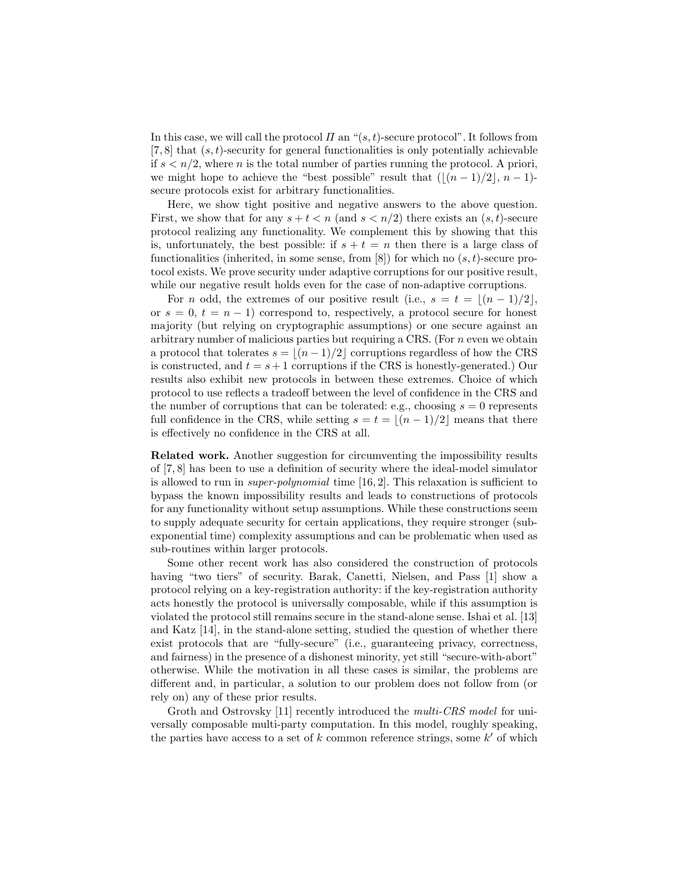In this case, we will call the protocol $\Pi$ an "$(s,t)$-secure protocol". It follows from [7, 8] that $(s,t)$-security for general functionalities is only potentially achievable if $s < n/2$, where $n$ is the total number of parties running the protocol. A priori, we might hope to achieve the "best possible" result that $(\lfloor (n-1)/2 \rfloor, n-1)$-secure protocols exist for arbitrary functionalities.

Here, we show tight positive and negative answers to the above question. First, we show that for any $s + t < n$ (and $s < n/2$) there exists an $(s,t)$-secure protocol realizing any functionality. We complement this by showing that this is, unfortunately, the best possible: if $s + t = n$ then there is a large class of functionalities (inherited, in some sense, from [8]) for which no $(s,t)$-secure protocol exists. We prove security under adaptive corruptions for our positive result, while our negative result holds even for the case of non-adaptive corruptions.

For $n$ odd, the extremes of our positive result (i.e., $s = t = \lfloor (n-1)/2 \rfloor$, or $s = 0$, $t = n-1$) correspond to, respectively, a protocol secure for honest majority (but relying on cryptographic assumptions) or one secure against an arbitrary number of malicious parties but requiring a CRS. (For $n$ even we obtain a protocol that tolerates $s = \lfloor (n-1)/2 \rfloor$ corruptions regardless of how the CRS is constructed, and $t = s+1$ corruptions if the CRS is honestly-generated.) Our results also exhibit new protocols in between these extremes. Choice of which protocol to use reflects a tradeoff between the level of confidence in the CRS and the number of corruptions that can be tolerated: e.g., choosing $s = 0$ represents full confidence in the CRS, while setting $s = t = \lfloor (n-1)/2 \rfloor$ means that there is effectively no confidence in the CRS at all.

**Related work.** Another suggestion for circumventing the impossibility results of [7, 8] has been to use a definition of security where the ideal-model simulator is allowed to run in *super-polynomial* time [16, 2]. This relaxation is sufficient to bypass the known impossibility results and leads to constructions of protocols for any functionality without setup assumptions. While these constructions seem to supply adequate security for certain applications, they require stronger (sub-exponential time) complexity assumptions and can be problematic when used as sub-routines within larger protocols.

Some other recent work has also considered the construction of protocols having "two tiers" of security. Barak, Canetti, Nielsen, and Pass [1] show a protocol relying on a key-registration authority: if the key-registration authority acts honestly the protocol is universally composable, while if this assumption is violated the protocol still remains secure in the stand-alone sense. Ishai et al. [13] and Katz [14], in the stand-alone setting, studied the question of whether there exist protocols that are "fully-secure" (i.e., guaranteeing privacy, correctness, and fairness) in the presence of a dishonest minority, yet still "secure-with-abort" otherwise. While the motivation in all these cases is similar, the problems are different and, in particular, a solution to our problem does not follow from (or rely on) any of these prior results.

Groth and Ostrovsky [11] recently introduced the *multi-CRS model* for universally composable multi-party computation. In this model, roughly speaking, the parties have access to a set of $k$ common reference strings, some $k'$ of which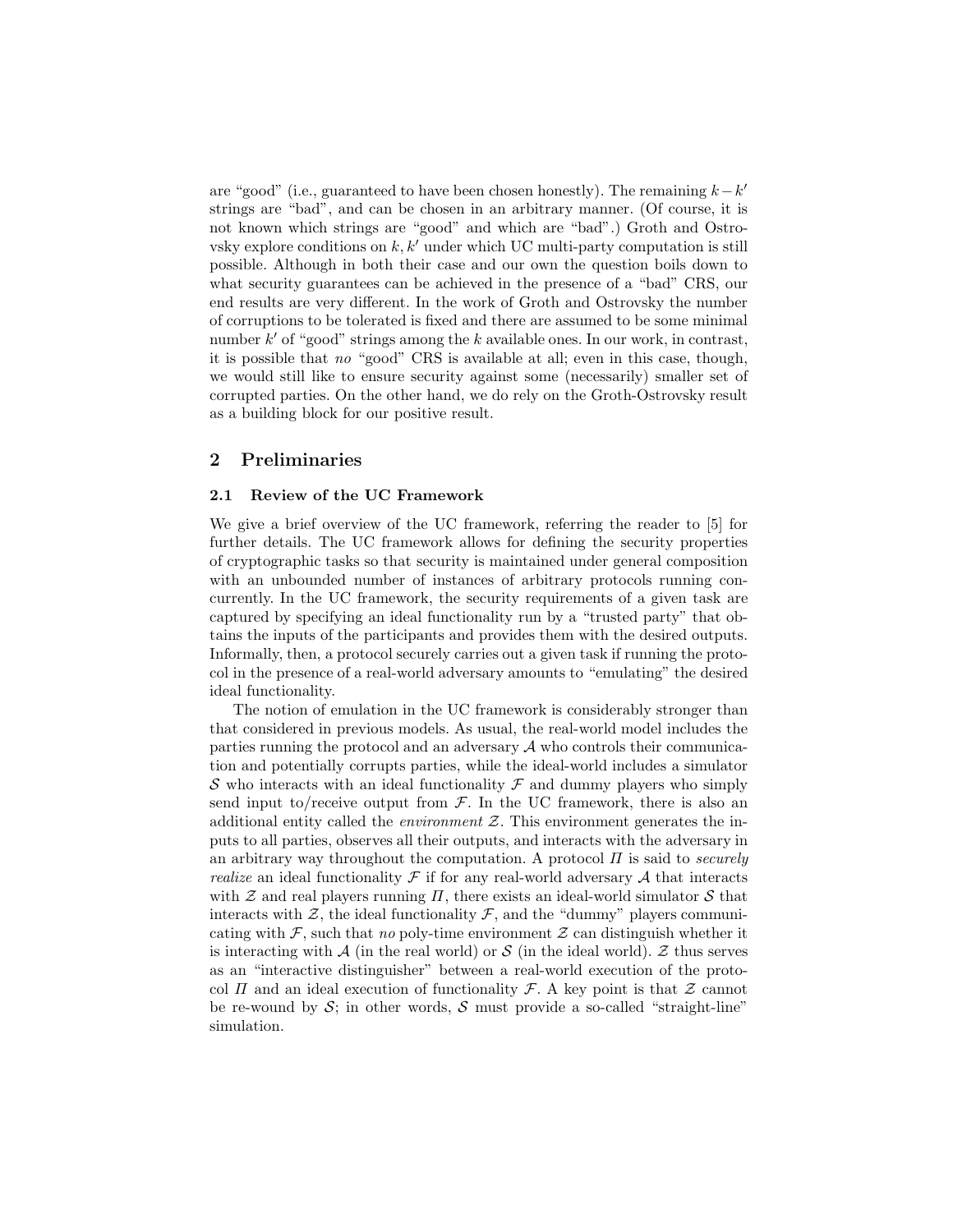are "good" (i.e., guaranteed to have been chosen honestly). The remaining $k - k'$ strings are "bad", and can be chosen in an arbitrary manner. (Of course, it is not known which strings are "good" and which are "bad".) Groth and Ostrovsky explore conditions on $k, k'$ under which UC multi-party computation is still possible. Although in both their case and our own the question boils down to what security guarantees can be achieved in the presence of a "bad" CRS, our end results are very different. In the work of Groth and Ostrovsky the number of corruptions to be tolerated is fixed and there are assumed to be some minimal number $k'$ of "good" strings among the $k$ available ones. In our work, in contrast, it is possible that *no* "good" CRS is available at all; even in this case, though, we would still like to ensure security against some (necessarily) smaller set of corrupted parties. On the other hand, we do rely on the Groth-Ostrovsky result as a building block for our positive result.

## 2 Preliminaries

### 2.1 Review of the UC Framework

We give a brief overview of the UC framework, referring the reader to [5] for further details. The UC framework allows for defining the security properties of cryptographic tasks so that security is maintained under general composition with an unbounded number of instances of arbitrary protocols running concurrently. In the UC framework, the security requirements of a given task are captured by specifying an ideal functionality run by a "trusted party" that obtains the inputs of the participants and provides them with the desired outputs. Informally, then, a protocol securely carries out a given task if running the protocol in the presence of a real-world adversary amounts to "emulating" the desired ideal functionality.

The notion of emulation in the UC framework is considerably stronger than that considered in previous models. As usual, the real-world model includes the parties running the protocol and an adversary $\mathcal{A}$ who controls their communication and potentially corrupts parties, while the ideal-world includes a simulator $\mathcal{S}$ who interacts with an ideal functionality $\mathcal{F}$ and dummy players who simply send input to/receive output from $\mathcal{F}$. In the UC framework, there is also an additional entity called the *environment* $\mathcal{Z}$. This environment generates the inputs to all parties, observes all their outputs, and interacts with the adversary in an arbitrary way throughout the computation. A protocol $\Pi$ is said to *securely realize* an ideal functionality $\mathcal{F}$ if for any real-world adversary $\mathcal{A}$ that interacts with $\mathcal{Z}$ and real players running $\Pi$, there exists an ideal-world simulator $\mathcal{S}$ that interacts with $\mathcal{Z}$, the ideal functionality $\mathcal{F}$, and the "dummy" players communicating with $\mathcal{F}$, such that *no* poly-time environment $\mathcal{Z}$ can distinguish whether it is interacting with $\mathcal{A}$ (in the real world) or $\mathcal{S}$ (in the ideal world). $\mathcal{Z}$ thus serves as an "interactive distinguisher" between a real-world execution of the protocol $\Pi$ and an ideal execution of functionality $\mathcal{F}$. A key point is that $\mathcal{Z}$ cannot be re-wound by $\mathcal{S}$; in other words, $\mathcal{S}$ must provide a so-called "straight-line" simulation.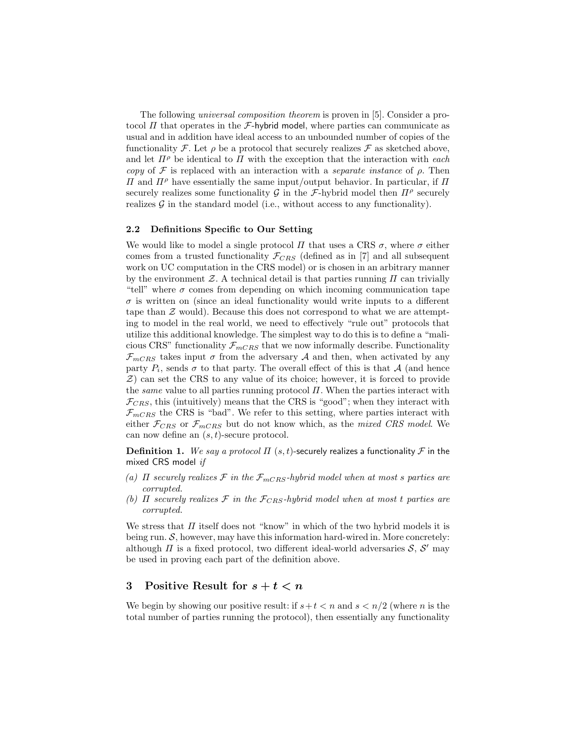The following *universal composition theorem* is proven in [5]. Consider a protocol $\Pi$ that operates in the $\mathcal{F}$-hybrid model, where parties can communicate as usual and in addition have ideal access to an unbounded number of copies of the functionality $\mathcal{F}$. Let $\rho$ be a protocol that securely realizes $\mathcal{F}$ as sketched above, and let $\Pi^\rho$ be identical to $\Pi$ with the exception that the interaction with *each copy* of $\mathcal{F}$ is replaced with an interaction with a *separate instance* of $\rho$. Then $\Pi$ and $\Pi^\rho$ have essentially the same input/output behavior. In particular, if $\Pi$ securely realizes some functionality $\mathcal{G}$ in the $\mathcal{F}$-hybrid model then $\Pi^\rho$ securely realizes $\mathcal{G}$ in the standard model (i.e., without access to any functionality).

### 2.2 Definitions Specific to Our Setting

We would like to model a single protocol $\Pi$ that uses a CRS $\sigma$, where $\sigma$ either comes from a trusted functionality $\mathcal{F}_{CRS}$ (defined as in [7] and all subsequent work on UC computation in the CRS model) or is chosen in an arbitrary manner by the environment $\mathcal{Z}$. A technical detail is that parties running $\Pi$ can trivially "tell" where $\sigma$ comes from depending on which incoming communication tape $\sigma$ is written on (since an ideal functionality would write inputs to a different tape than $\mathcal{Z}$ would). Because this does not correspond to what we are attempting to model in the real world, we need to effectively "rule out" protocols that utilize this additional knowledge. The simplest way to do this is to define a "malicious CRS" functionality $\mathcal{F}_{mCRS}$ that we now informally describe. Functionality $\mathcal{F}_{mCRS}$ takes input $\sigma$ from the adversary $\mathcal{A}$ and then, when activated by any party $P_i$, sends $\sigma$ to that party. The overall effect of this is that $\mathcal{A}$ (and hence $\mathcal{Z}$) can set the CRS to any value of its choice; however, it is forced to provide the *same* value to all parties running protocol $\Pi$. When the parties interact with $\mathcal{F}_{CRS}$, this (intuitively) means that the CRS is "good"; when they interact with $\mathcal{F}_{mCRS}$ the CRS is "bad". We refer to this setting, where parties interact with either $\mathcal{F}_{CRS}$ or $\mathcal{F}_{mCRS}$ but do not know which, as the *mixed CRS model*. We can now define an $(s, t)$-secure protocol.

**Definition 1.** *We say a protocol $\Pi$ $(s, t)$-securely realizes a functionality $\mathcal{F}$ in the mixed CRS model if*

*(a) $\Pi$ securely realizes $\mathcal{F}$ in the $\mathcal{F}_{mCRS}$-hybrid model when at most $s$ parties are corrupted.*

*(b) $\Pi$ securely realizes $\mathcal{F}$ in the $\mathcal{F}_{CRS}$-hybrid model when at most $t$ parties are corrupted.*

We stress that $\Pi$ itself does not "know" in which of the two hybrid models it is being run. $\mathcal{S}$, however, may have this information hard-wired in. More concretely: although $\Pi$ is a fixed protocol, two different ideal-world adversaries $\mathcal{S}$, $\mathcal{S}'$ may be used in proving each part of the definition above.

## 3 Positive Result for $s + t < n$

We begin by showing our positive result: if $s+t < n$ and $s < n/2$ (where $n$ is the total number of parties running the protocol), then essentially any functionality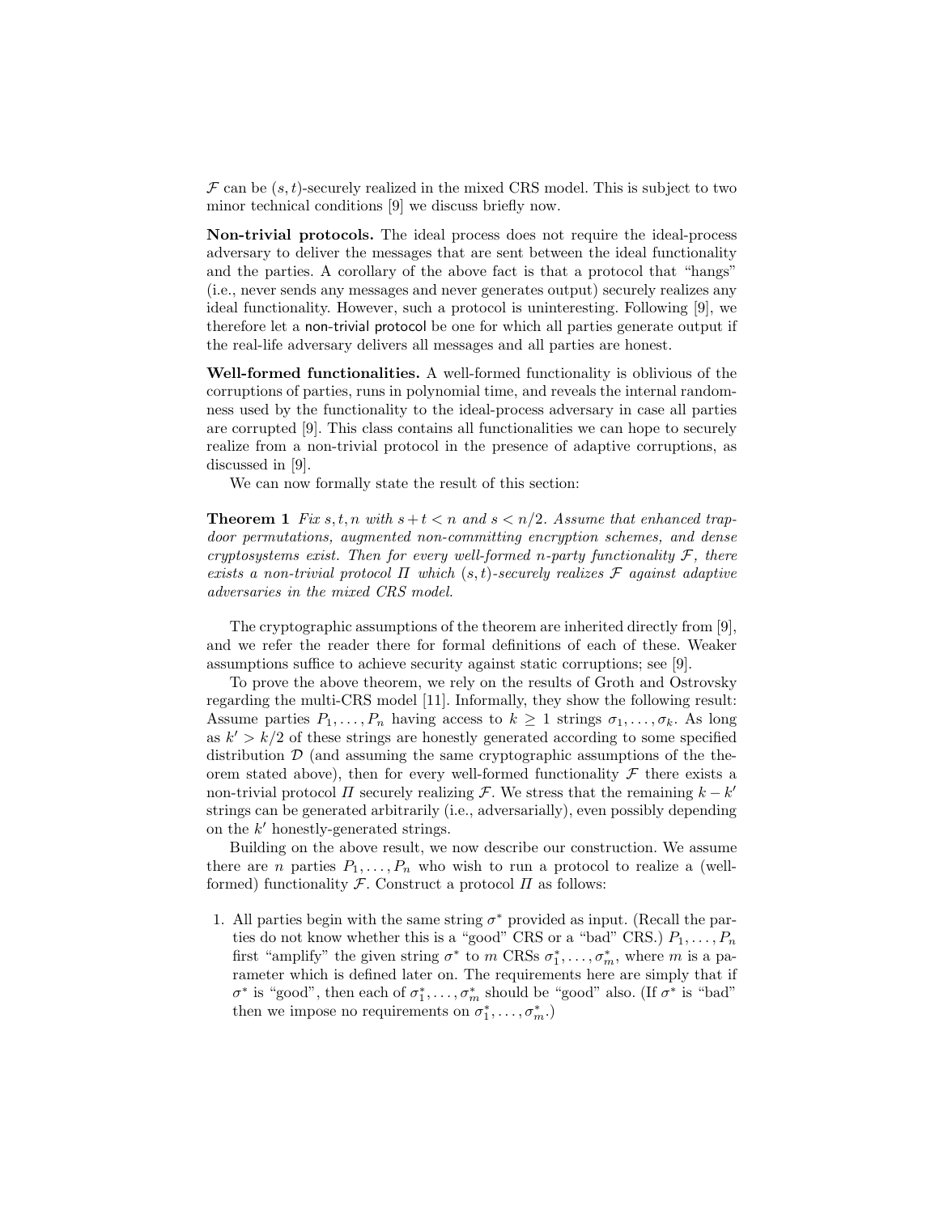$\mathcal{F}$ can be $(s,t)$-securely realized in the mixed CRS model. This is subject to two minor technical conditions [9] we discuss briefly now.

**Non-trivial protocols.** The ideal process does not require the ideal-process adversary to deliver the messages that are sent between the ideal functionality and the parties. A corollary of the above fact is that a protocol that "hangs" (i.e., never sends any messages and never generates output) securely realizes any ideal functionality. However, such a protocol is uninteresting. Following [9], we therefore let a non-trivial protocol be one for which all parties generate output if the real-life adversary delivers all messages and all parties are honest.

**Well-formed functionalities.** A well-formed functionality is oblivious of the corruptions of parties, runs in polynomial time, and reveals the internal randomness used by the functionality to the ideal-process adversary in case all parties are corrupted [9]. This class contains all functionalities we can hope to securely realize from a non-trivial protocol in the presence of adaptive corruptions, as discussed in [9].

We can now formally state the result of this section:

**Theorem 1** *Fix $s,t,n$ with $s+t<n$ and $s<n/2$. Assume that enhanced trapdoor permutations, augmented non-committing encryption schemes, and dense cryptosystems exist. Then for every well-formed $n$-party functionality $\mathcal{F}$, there exists a non-trivial protocol $\Pi$ which $(s,t)$-securely realizes $\mathcal{F}$ against adaptive adversaries in the mixed CRS model.*

The cryptographic assumptions of the theorem are inherited directly from [9], and we refer the reader there for formal definitions of each of these. Weaker assumptions suffice to achieve security against static corruptions; see [9].

To prove the above theorem, we rely on the results of Groth and Ostrovsky regarding the multi-CRS model [11]. Informally, they show the following result: Assume parties $P_1,\ldots,P_n$ having access to $k \geq 1$ strings $\sigma_1,\ldots,\sigma_k$. As long as $k' > k/2$ of these strings are honestly generated according to some specified distribution $\mathcal{D}$ (and assuming the same cryptographic assumptions of the theorem stated above), then for every well-formed functionality $\mathcal{F}$ there exists a non-trivial protocol $\Pi$ securely realizing $\mathcal{F}$. We stress that the remaining $k-k'$ strings can be generated arbitrarily (i.e., adversarially), even possibly depending on the $k'$ honestly-generated strings.

Building on the above result, we now describe our construction. We assume there are $n$ parties $P_1,\ldots,P_n$ who wish to run a protocol to realize a (well-formed) functionality $\mathcal{F}$. Construct a protocol $\Pi$ as follows:

1. All parties begin with the same string $\sigma^*$ provided as input. (Recall the parties do not know whether this is a "good" CRS or a "bad" CRS.) $P_1,\ldots,P_n$ first "amplify" the given string $\sigma^*$ to $m$ CRSs $\sigma_1^*,\ldots,\sigma_m^*$, where $m$ is a parameter which is defined later on. The requirements here are simply that if $\sigma^*$ is "good", then each of $\sigma_1^*,\ldots,\sigma_m^*$ should be "good" also. (If $\sigma^*$ is "bad" then we impose no requirements on $\sigma_1^*,\ldots,\sigma_m^*$.)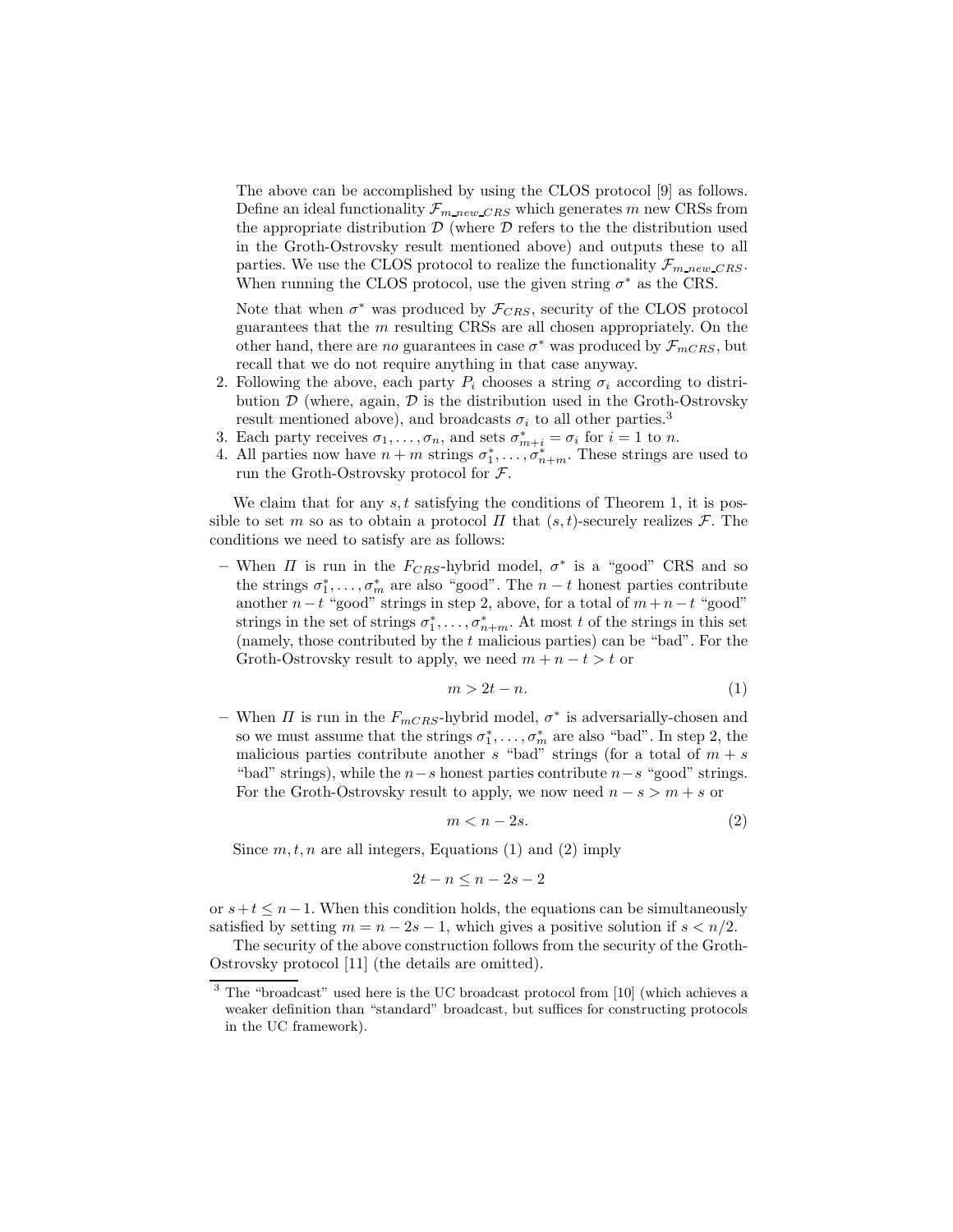The above can be accomplished by using the CLOS protocol [9] as follows. Define an ideal functionality $\mathcal{F}_{m\_new\_CRS}$ which generates $m$ new CRSs from the appropriate distribution $\mathcal{D}$ (where $\mathcal{D}$ refers to the the distribution used in the Groth-Ostrovsky result mentioned above) and outputs these to all parties. We use the CLOS protocol to realize the functionality $\mathcal{F}_{m\_new\_CRS}$. When running the CLOS protocol, use the given string $\sigma^*$ as the CRS.

Note that when $\sigma^*$ was produced by $\mathcal{F}_{CRS}$, security of the CLOS protocol guarantees that the $m$ resulting CRSs are all chosen appropriately. On the other hand, there are *no* guarantees in case $\sigma^*$ was produced by $\mathcal{F}_{mCRS}$, but recall that we do not require anything in that case anyway.

2. Following the above, each party $P_i$ chooses a string $\sigma_i$ according to distribution $\mathcal{D}$ (where, again, $\mathcal{D}$ is the distribution used in the Groth-Ostrovsky result mentioned above), and broadcasts $\sigma_i$ to all other parties.[3]
3. Each party receives $\sigma_1, \ldots, \sigma_n$, and sets $\sigma^*_{m+i} = \sigma_i$ for $i = 1$ to $n$.
4. All parties now have $n + m$ strings $\sigma^*_1, \ldots, \sigma^*_{n+m}$. These strings are used to run the Groth-Ostrovsky protocol for $\mathcal{F}$.

We claim that for any $s, t$ satisfying the conditions of Theorem 1, it is possible to set $m$ so as to obtain a protocol $\Pi$ that $(s, t)$-securely realizes $\mathcal{F}$. The conditions we need to satisfy are as follows:

– When $\Pi$ is run in the $F_{CRS}$-hybrid model, $\sigma^*$ is a "good" CRS and so the strings $\sigma^*_1, \ldots, \sigma^*_m$ are also "good". The $n-t$ honest parties contribute another $n-t$ "good" strings in step 2, above, for a total of $m+n-t$ "good" strings in the set of strings $\sigma^*_1, \ldots, \sigma^*_{n+m}$. At most $t$ of the strings in this set (namely, those contributed by the $t$ malicious parties) can be "bad". For the Groth-Ostrovsky result to apply, we need $m + n - t > t$ or

$$m > 2t - n. \tag{1}$$

– When $\Pi$ is run in the $F_{mCRS}$-hybrid model, $\sigma^*$ is adversarially-chosen and so we must assume that the strings $\sigma^*_1, \ldots, \sigma^*_m$ are also "bad". In step 2, the malicious parties contribute another $s$ "bad" strings (for a total of $m + s$ "bad" strings), while the $n-s$ honest parties contribute $n-s$ "good" strings. For the Groth-Ostrovsky result to apply, we now need $n - s > m + s$ or

$$m < n - 2s. \tag{2}$$

Since $m, t, n$ are all integers, Equations (1) and (2) imply

$$2t - n \leq n - 2s - 2$$

or $s + t \leq n - 1$. When this condition holds, the equations can be simultaneously satisfied by setting $m = n - 2s - 1$, which gives a positive solution if $s < n/2$.

The security of the above construction follows from the security of the Groth-Ostrovsky protocol [11] (the details are omitted).

[3] The "broadcast" used here is the UC broadcast protocol from [10] (which achieves a weaker definition than "standard" broadcast, but suffices for constructing protocols in the UC framework).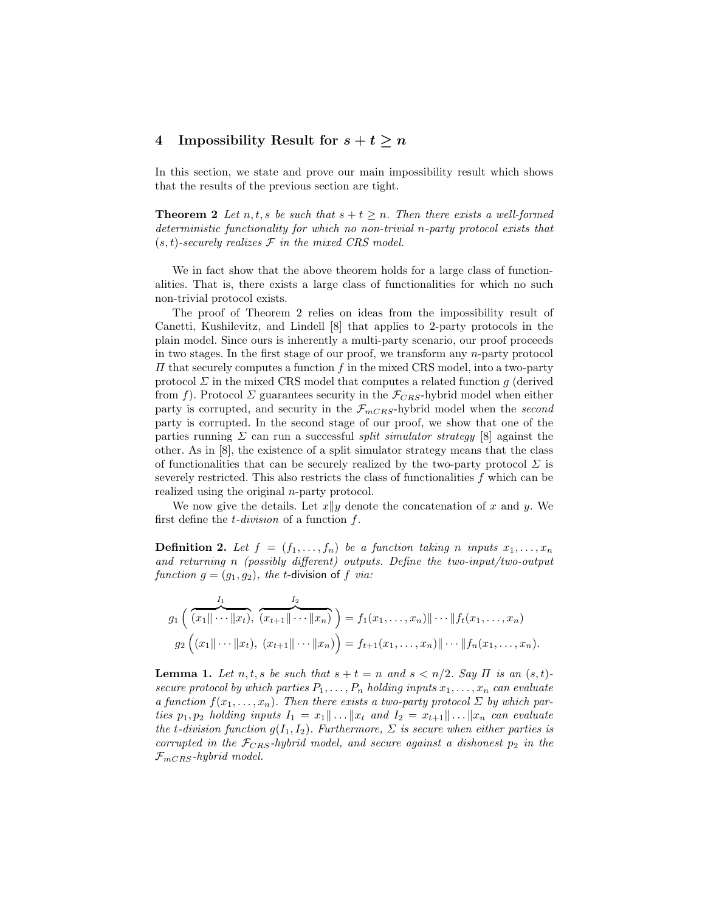## 4 Impossibility Result for $s + t \geq n$

In this section, we state and prove our main impossibility result which shows that the results of the previous section are tight.

**Theorem 2** *Let $n, t, s$ be such that $s + t \geq n$. Then there exists a well-formed deterministic functionality for which no non-trivial $n$-party protocol exists that $(s,t)$-securely realizes $\mathcal{F}$ in the mixed CRS model.*

We in fact show that the above theorem holds for a large class of functionalities. That is, there exists a large class of functionalities for which no such non-trivial protocol exists.

The proof of Theorem 2 relies on ideas from the impossibility result of Canetti, Kushilevitz, and Lindell [8] that applies to 2-party protocols in the plain model. Since ours is inherently a multi-party scenario, our proof proceeds in two stages. In the first stage of our proof, we transform any $n$-party protocol $\Pi$ that securely computes a function $f$ in the mixed CRS model, into a two-party protocol $\Sigma$ in the mixed CRS model that computes a related function $g$ (derived from $f$). Protocol $\Sigma$ guarantees security in the $\mathcal{F}_{CRS}$-hybrid model when either party is corrupted, and security in the $\mathcal{F}_{mCRS}$-hybrid model when the *second* party is corrupted. In the second stage of our proof, we show that one of the parties running $\Sigma$ can run a successful *split simulator strategy* [8] against the other. As in [8], the existence of a split simulator strategy means that the class of functionalities that can be securely realized by the two-party protocol $\Sigma$ is severely restricted. This also restricts the class of functionalities $f$ which can be realized using the original $n$-party protocol.

We now give the details. Let $x \| y$ denote the concatenation of $x$ and $y$. We first define the *t-division* of a function $f$.

**Definition 2.** *Let $f = (f_1, \ldots, f_n)$ be a function taking $n$ inputs $x_1, \ldots, x_n$ and returning $n$ (possibly different) outputs. Define the two-input/two-output function $g = (g_1, g_2)$, the $t$-*division *of $f$ via:*

$$g_1\Big(\overbrace{(x_1\|\cdots\|x_t)}^{I_1},\ \overbrace{(x_{t+1}\|\cdots\|x_n)}^{I_2}\Big) = f_1(x_1,\ldots,x_n)\|\cdots\|f_t(x_1,\ldots,x_n)$$

$$g_2\Big((x_1\|\cdots\|x_t),\ (x_{t+1}\|\cdots\|x_n)\Big) = f_{t+1}(x_1,\ldots,x_n)\|\cdots\|f_n(x_1,\ldots,x_n).$$

**Lemma 1.** *Let $n, t, s$ be such that $s + t = n$ and $s < n/2$. Say $\Pi$ is an $(s,t)$-secure protocol by which parties $P_1, \ldots, P_n$ holding inputs $x_1, \ldots, x_n$ can evaluate a function $f(x_1, \ldots, x_n)$. Then there exists a two-party protocol $\Sigma$ by which parties $p_1, p_2$ holding inputs $I_1 = x_1 \| \ldots \| x_t$ and $I_2 = x_{t+1} \| \ldots \| x_n$ can evaluate the $t$-division function $g(I_1, I_2)$. Furthermore, $\Sigma$ is secure when either parties is corrupted in the $\mathcal{F}_{CRS}$-hybrid model, and secure against a dishonest $p_2$ in the $\mathcal{F}_{mCRS}$-hybrid model.*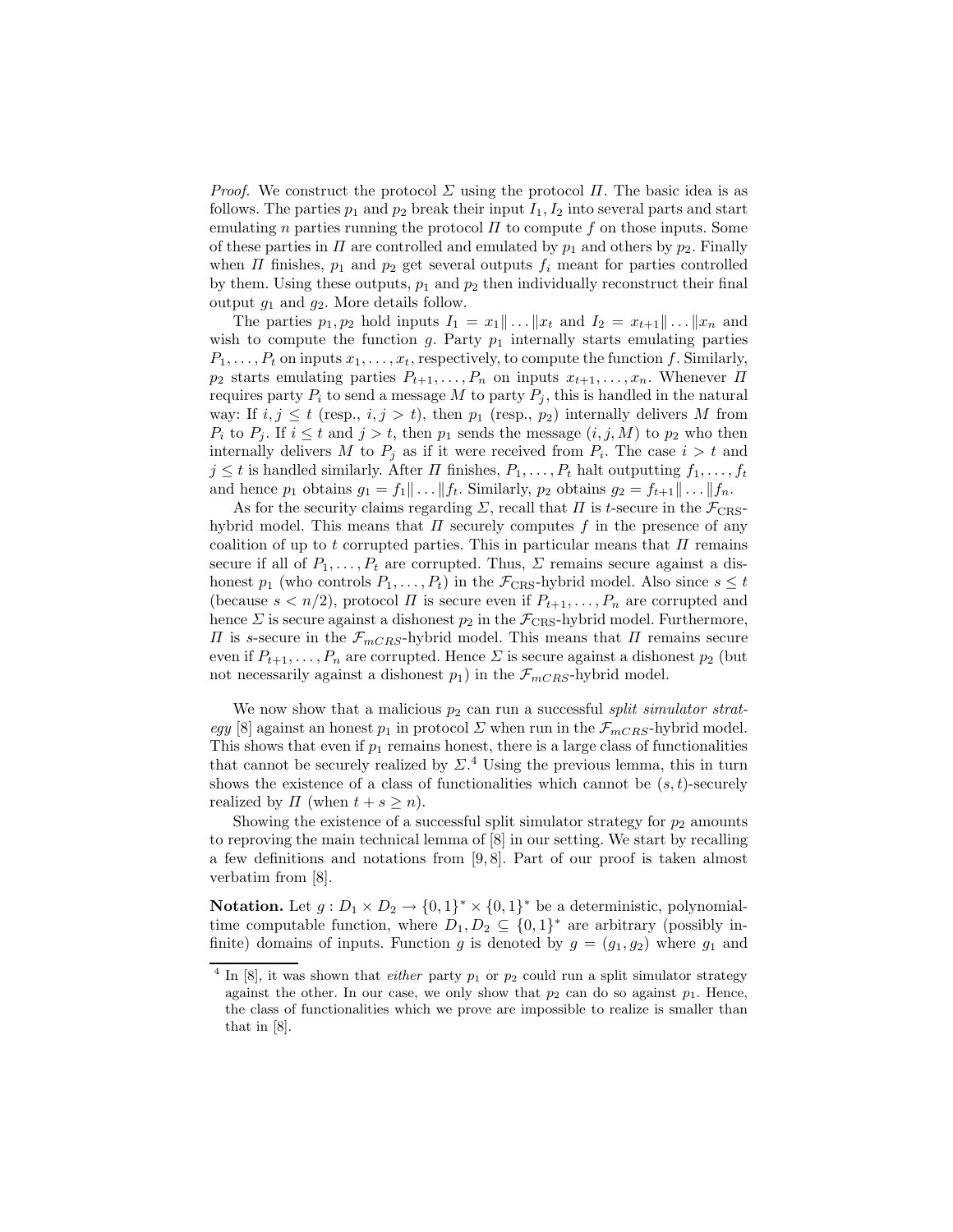*Proof.* We construct the protocol $\Sigma$ using the protocol $\Pi$. The basic idea is as follows. The parties $p_1$ and $p_2$ break their input $I_1, I_2$ into several parts and start emulating $n$ parties running the protocol $\Pi$ to compute $f$ on those inputs. Some of these parties in $\Pi$ are controlled and emulated by $p_1$ and others by $p_2$. Finally when $\Pi$ finishes, $p_1$ and $p_2$ get several outputs $f_i$ meant for parties controlled by them. Using these outputs, $p_1$ and $p_2$ then individually reconstruct their final output $g_1$ and $g_2$. More details follow.

The parties $p_1, p_2$ hold inputs $I_1 = x_1 \| \ldots \| x_t$ and $I_2 = x_{t+1} \| \ldots \| x_n$ and wish to compute the function $g$. Party $p_1$ internally starts emulating parties $P_1, \ldots, P_t$ on inputs $x_1, \ldots, x_t$, respectively, to compute the function $f$. Similarly, $p_2$ starts emulating parties $P_{t+1}, \ldots, P_n$ on inputs $x_{t+1}, \ldots, x_n$. Whenever $\Pi$ requires party $P_i$ to send a message $M$ to party $P_j$, this is handled in the natural way: If $i, j \leq t$ (resp., $i, j > t$), then $p_1$ (resp., $p_2$) internally delivers $M$ from $P_i$ to $P_j$. If $i \leq t$ and $j > t$, then $p_1$ sends the message $(i, j, M)$ to $p_2$ who then internally delivers $M$ to $P_j$ as if it were received from $P_i$. The case $i > t$ and $j \leq t$ is handled similarly. After $\Pi$ finishes, $P_1, \ldots, P_t$ halt outputting $f_1, \ldots, f_t$ and hence $p_1$ obtains $g_1 = f_1 \| \ldots \| f_t$. Similarly, $p_2$ obtains $g_2 = f_{t+1} \| \ldots \| f_n$.

As for the security claims regarding $\Sigma$, recall that $\Pi$ is $t$-secure in the $\mathcal{F}_{\text{CRS}}$-hybrid model. This means that $\Pi$ securely computes $f$ in the presence of any coalition of up to $t$ corrupted parties. This in particular means that $\Pi$ remains secure if all of $P_1, \ldots, P_t$ are corrupted. Thus, $\Sigma$ remains secure against a dishonest $p_1$ (who controls $P_1, \ldots, P_t$) in the $\mathcal{F}_{\text{CRS}}$-hybrid model. Also since $s \leq t$ (because $s < n/2$), protocol $\Pi$ is secure even if $P_{t+1}, \ldots, P_n$ are corrupted and hence $\Sigma$ is secure against a dishonest $p_2$ in the $\mathcal{F}_{\text{CRS}}$-hybrid model. Furthermore, $\Pi$ is $s$-secure in the $\mathcal{F}_{mCRS}$-hybrid model. This means that $\Pi$ remains secure even if $P_{t+1}, \ldots, P_n$ are corrupted. Hence $\Sigma$ is secure against a dishonest $p_2$ (but not necessarily against a dishonest $p_1$) in the $\mathcal{F}_{mCRS}$-hybrid model.

We now show that a malicious $p_2$ can run a successful *split simulator strategy* [8] against an honest $p_1$ in protocol $\Sigma$ when run in the $\mathcal{F}_{mCRS}$-hybrid model. This shows that even if $p_1$ remains honest, there is a large class of functionalities that cannot be securely realized by $\Sigma$.[4] Using the previous lemma, this in turn shows the existence of a class of functionalities which cannot be $(s, t)$-securely realized by $\Pi$ (when $t + s \geq n$).

Showing the existence of a successful split simulator strategy for $p_2$ amounts to reproving the main technical lemma of [8] in our setting. We start by recalling a few definitions and notations from [9, 8]. Part of our proof is taken almost verbatim from [8].

**Notation.** Let $g : D_1 \times D_2 \rightarrow \{0,1\}^* \times \{0,1\}^*$ be a deterministic, polynomial-time computable function, where $D_1, D_2 \subseteq \{0,1\}^*$ are arbitrary (possibly infinite) domains of inputs. Function $g$ is denoted by $g = (g_1, g_2)$ where $g_1$ and

[4] In [8], it was shown that *either* party $p_1$ or $p_2$ could run a split simulator strategy against the other. In our case, we only show that $p_2$ can do so against $p_1$. Hence, the class of functionalities which we prove are impossible to realize is smaller than that in [8].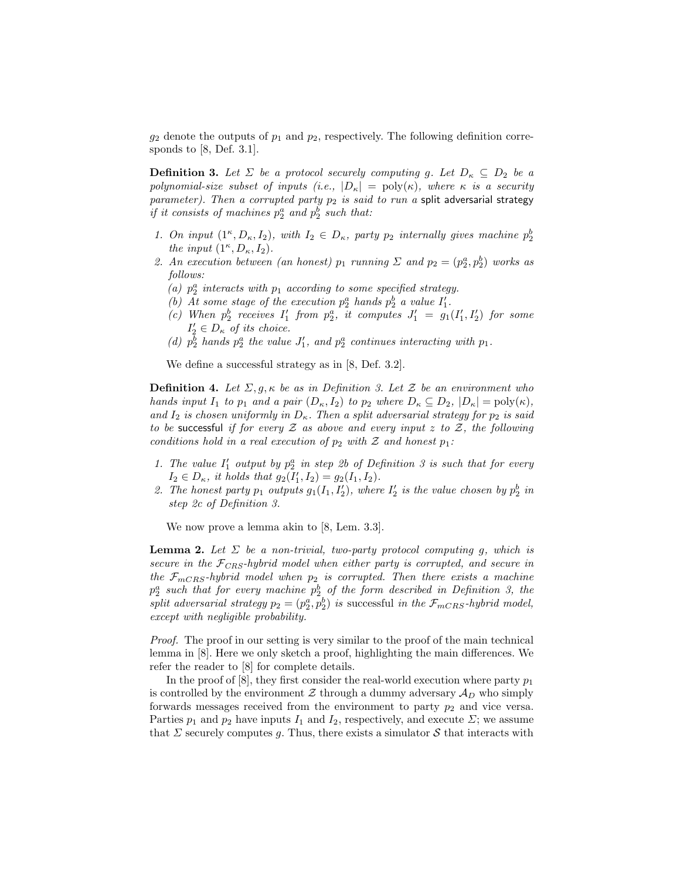$g_2$ denote the outputs of $p_1$ and $p_2$, respectively. The following definition corresponds to [8, Def. 3.1].

**Definition 3.** *Let $\Sigma$ be a protocol securely computing $g$. Let $D_\kappa \subseteq D_2$ be a polynomial-size subset of inputs (i.e., $|D_\kappa| = \text{poly}(\kappa)$, where $\kappa$ is a security parameter). Then a corrupted party $p_2$ is said to run a* split adversarial strategy *if it consists of machines $p_2^a$ and $p_2^b$ such that:*

1. *On input $(1^\kappa, D_\kappa, I_2)$, with $I_2 \in D_\kappa$, party $p_2$ internally gives machine $p_2^b$ the input $(1^\kappa, D_\kappa, I_2)$.*
2. *An execution between (an honest) $p_1$ running $\Sigma$ and $p_2 = (p_2^a, p_2^b)$ works as follows:*
   - *(a) $p_2^a$ interacts with $p_1$ according to some specified strategy.*
   - *(b) At some stage of the execution $p_2^a$ hands $p_2^b$ a value $I_1'$.*
   - *(c) When $p_2^b$ receives $I_1'$ from $p_2^a$, it computes $J_1' = g_1(I_1', I_2')$ for some $I_2' \in D_\kappa$ of its choice.*
   - *(d) $p_2^b$ hands $p_2^a$ the value $J_1'$, and $p_2^a$ continues interacting with $p_1$.*

We define a successful strategy as in [8, Def. 3.2].

**Definition 4.** *Let $\Sigma, g, \kappa$ be as in Definition 3. Let $\mathcal{Z}$ be an environment who hands input $I_1$ to $p_1$ and a pair $(D_\kappa, I_2)$ to $p_2$ where $D_\kappa \subseteq D_2$, $|D_\kappa| = \text{poly}(\kappa)$, and $I_2$ is chosen uniformly in $D_\kappa$. Then a split adversarial strategy for $p_2$ is said to be* successful *if for every $\mathcal{Z}$ as above and every input $z$ to $\mathcal{Z}$, the following conditions hold in a real execution of $p_2$ with $\mathcal{Z}$ and honest $p_1$:*

1. *The value $I_1'$ output by $p_2^a$ in step 2b of Definition 3 is such that for every $I_2 \in D_\kappa$, it holds that $g_2(I_1', I_2) = g_2(I_1, I_2)$.*
2. *The honest party $p_1$ outputs $g_1(I_1, I_2')$, where $I_2'$ is the value chosen by $p_2^b$ in step 2c of Definition 3.*

We now prove a lemma akin to [8, Lem. 3.3].

**Lemma 2.** *Let $\Sigma$ be a non-trivial, two-party protocol computing $g$, which is secure in the $\mathcal{F}_{CRS}$-hybrid model when either party is corrupted, and secure in the $\mathcal{F}_{mCRS}$-hybrid model when $p_2$ is corrupted. Then there exists a machine $p_2^a$ such that for every machine $p_2^b$ of the form described in Definition 3, the split adversarial strategy $p_2 = (p_2^a, p_2^b)$ is* successful *in the $\mathcal{F}_{mCRS}$-hybrid model, except with negligible probability.*

*Proof.* The proof in our setting is very similar to the proof of the main technical lemma in [8]. Here we only sketch a proof, highlighting the main differences. We refer the reader to [8] for complete details.

In the proof of [8], they first consider the real-world execution where party $p_1$ is controlled by the environment $\mathcal{Z}$ through a dummy adversary $\mathcal{A}_D$ who simply forwards messages received from the environment to party $p_2$ and vice versa. Parties $p_1$ and $p_2$ have inputs $I_1$ and $I_2$, respectively, and execute $\Sigma$; we assume that $\Sigma$ securely computes $g$. Thus, there exists a simulator $\mathcal{S}$ that interacts with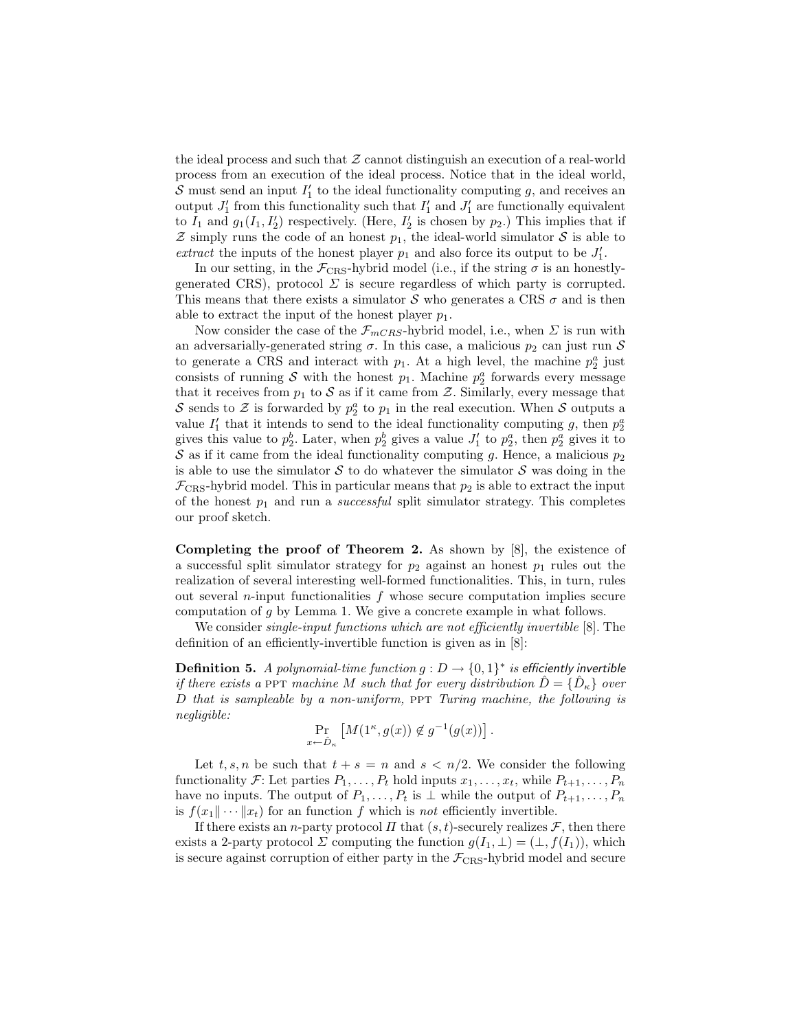the ideal process and such that $\mathcal{Z}$ cannot distinguish an execution of a real-world process from an execution of the ideal process. Notice that in the ideal world, $\mathcal{S}$ must send an input $I'_1$ to the ideal functionality computing $g$, and receives an output $J'_1$ from this functionality such that $I'_1$ and $J'_1$ are functionally equivalent to $I_1$ and $g_1(I_1, I'_2)$ respectively. (Here, $I'_2$ is chosen by $p_2$.) This implies that if $\mathcal{Z}$ simply runs the code of an honest $p_1$, the ideal-world simulator $\mathcal{S}$ is able to *extract* the inputs of the honest player $p_1$ and also force its output to be $J'_1$.

In our setting, in the $\mathcal{F}_{\text{CRS}}$-hybrid model (i.e., if the string $\sigma$ is an honestly-generated CRS), protocol $\Sigma$ is secure regardless of which party is corrupted. This means that there exists a simulator $\mathcal{S}$ who generates a CRS $\sigma$ and is then able to extract the input of the honest player $p_1$.

Now consider the case of the $\mathcal{F}_{mCRS}$-hybrid model, i.e., when $\Sigma$ is run with an adversarially-generated string $\sigma$. In this case, a malicious $p_2$ can just run $\mathcal{S}$ to generate a CRS and interact with $p_1$. At a high level, the machine $p_2^a$ just consists of running $\mathcal{S}$ with the honest $p_1$. Machine $p_2^a$ forwards every message that it receives from $p_1$ to $\mathcal{S}$ as if it came from $\mathcal{Z}$. Similarly, every message that $\mathcal{S}$ sends to $\mathcal{Z}$ is forwarded by $p_2^a$ to $p_1$ in the real execution. When $\mathcal{S}$ outputs a value $I'_1$ that it intends to send to the ideal functionality computing $g$, then $p_2^a$ gives this value to $p_2^b$. Later, when $p_2^b$ gives a value $J'_1$ to $p_2^a$, then $p_2^a$ gives it to $\mathcal{S}$ as if it came from the ideal functionality computing $g$. Hence, a malicious $p_2$ is able to use the simulator $\mathcal{S}$ to do whatever the simulator $\mathcal{S}$ was doing in the $\mathcal{F}_{\text{CRS}}$-hybrid model. This in particular means that $p_2$ is able to extract the input of the honest $p_1$ and run a *successful* split simulator strategy. This completes our proof sketch.

**Completing the proof of Theorem 2.** As shown by [8], the existence of a successful split simulator strategy for $p_2$ against an honest $p_1$ rules out the realization of several interesting well-formed functionalities. This, in turn, rules out several $n$-input functionalities $f$ whose secure computation implies secure computation of $g$ by Lemma 1. We give a concrete example in what follows.

We consider *single-input functions which are not efficiently invertible* [8]. The definition of an efficiently-invertible function is given as in [8]:

**Definition 5.** *A polynomial-time function $g : D \to \{0,1\}^*$ is efficiently invertible if there exists a* PPT *machine $M$ such that for every distribution $\hat{D} = \{\hat{D}_\kappa\}$ over $D$ that is sampleable by a non-uniform,* PPT *Turing machine, the following is negligible:*

$$\Pr_{x \leftarrow \hat{D}_\kappa}\left[M(1^\kappa, g(x)) \notin g^{-1}(g(x))\right].$$

Let $t, s, n$ be such that $t + s = n$ and $s < n/2$. We consider the following functionality $\mathcal{F}$: Let parties $P_1, \ldots, P_t$ hold inputs $x_1, \ldots, x_t$, while $P_{t+1}, \ldots, P_n$ have no inputs. The output of $P_1, \ldots, P_t$ is $\perp$ while the output of $P_{t+1}, \ldots, P_n$ is $f(x_1 \| \cdots \| x_t)$ for an function $f$ which is *not* efficiently invertible.

If there exists an $n$-party protocol $\Pi$ that $(s,t)$-securely realizes $\mathcal{F}$, then there exists a 2-party protocol $\Sigma$ computing the function $g(I_1, \perp) = (\perp, f(I_1))$, which is secure against corruption of either party in the $\mathcal{F}_{\text{CRS}}$-hybrid model and secure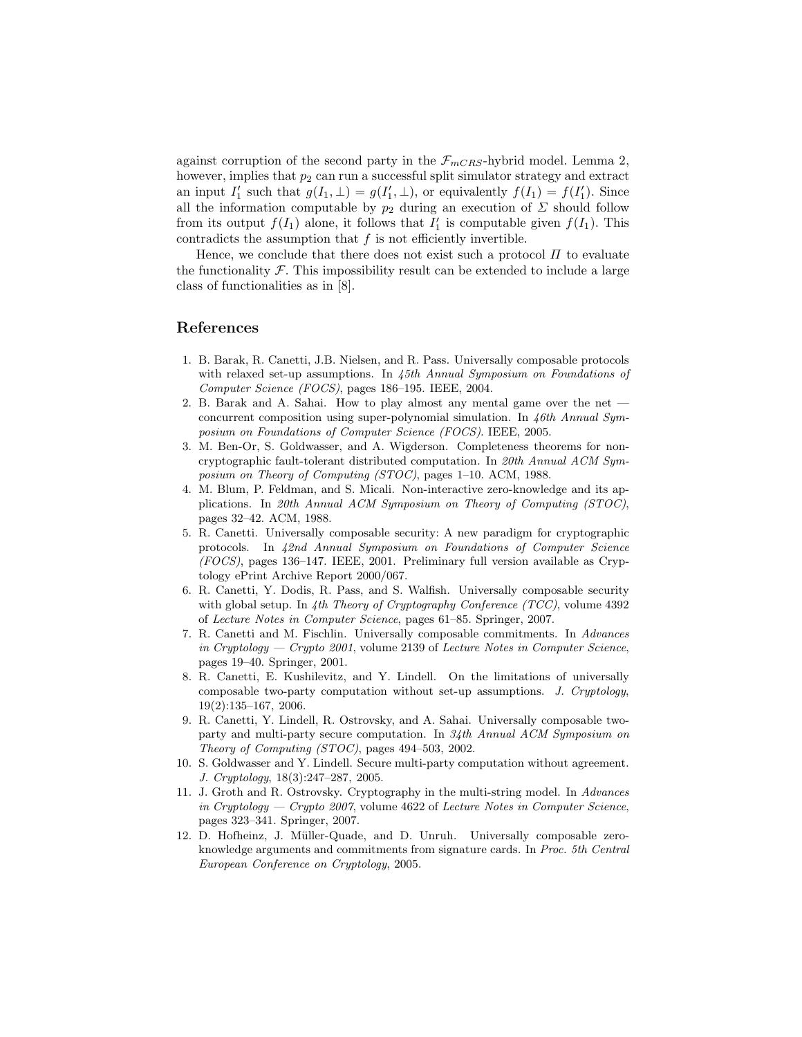against corruption of the second party in the $\mathcal{F}_{mCRS}$-hybrid model. Lemma 2, however, implies that $p_2$ can run a successful split simulator strategy and extract an input $I_1'$ such that $g(I_1, \perp) = g(I_1', \perp)$, or equivalently $f(I_1) = f(I_1')$. Since all the information computable by $p_2$ during an execution of $\Sigma$ should follow from its output $f(I_1)$ alone, it follows that $I_1'$ is computable given $f(I_1)$. This contradicts the assumption that $f$ is not efficiently invertible.

Hence, we conclude that there does not exist such a protocol $\Pi$ to evaluate the functionality $\mathcal{F}$. This impossibility result can be extended to include a large class of functionalities as in [8].

## References

1. B. Barak, R. Canetti, J.B. Nielsen, and R. Pass. Universally composable protocols with relaxed set-up assumptions. In *45th Annual Symposium on Foundations of Computer Science (FOCS)*, pages 186–195. IEEE, 2004.
2. B. Barak and A. Sahai. How to play almost any mental game over the net — concurrent composition using super-polynomial simulation. In *46th Annual Symposium on Foundations of Computer Science (FOCS)*. IEEE, 2005.
3. M. Ben-Or, S. Goldwasser, and A. Wigderson. Completeness theorems for non-cryptographic fault-tolerant distributed computation. In *20th Annual ACM Symposium on Theory of Computing (STOC)*, pages 1–10. ACM, 1988.
4. M. Blum, P. Feldman, and S. Micali. Non-interactive zero-knowledge and its applications. In *20th Annual ACM Symposium on Theory of Computing (STOC)*, pages 32–42. ACM, 1988.
5. R. Canetti. Universally composable security: A new paradigm for cryptographic protocols. In *42nd Annual Symposium on Foundations of Computer Science (FOCS)*, pages 136–147. IEEE, 2001. Preliminary full version available as Cryptology ePrint Archive Report 2000/067.
6. R. Canetti, Y. Dodis, R. Pass, and S. Walfish. Universally composable security with global setup. In *4th Theory of Cryptography Conference (TCC)*, volume 4392 of *Lecture Notes in Computer Science*, pages 61–85. Springer, 2007.
7. R. Canetti and M. Fischlin. Universally composable commitments. In *Advances in Cryptology — Crypto 2001*, volume 2139 of *Lecture Notes in Computer Science*, pages 19–40. Springer, 2001.
8. R. Canetti, E. Kushilevitz, and Y. Lindell. On the limitations of universally composable two-party computation without set-up assumptions. *J. Cryptology*, 19(2):135–167, 2006.
9. R. Canetti, Y. Lindell, R. Ostrovsky, and A. Sahai. Universally composable two-party and multi-party secure computation. In *34th Annual ACM Symposium on Theory of Computing (STOC)*, pages 494–503, 2002.
10. S. Goldwasser and Y. Lindell. Secure multi-party computation without agreement. *J. Cryptology*, 18(3):247–287, 2005.
11. J. Groth and R. Ostrovsky. Cryptography in the multi-string model. In *Advances in Cryptology — Crypto 2007*, volume 4622 of *Lecture Notes in Computer Science*, pages 323–341. Springer, 2007.
12. D. Hofheinz, J. Müller-Quade, and D. Unruh. Universally composable zero-knowledge arguments and commitments from signature cards. In *Proc. 5th Central European Conference on Cryptology*, 2005.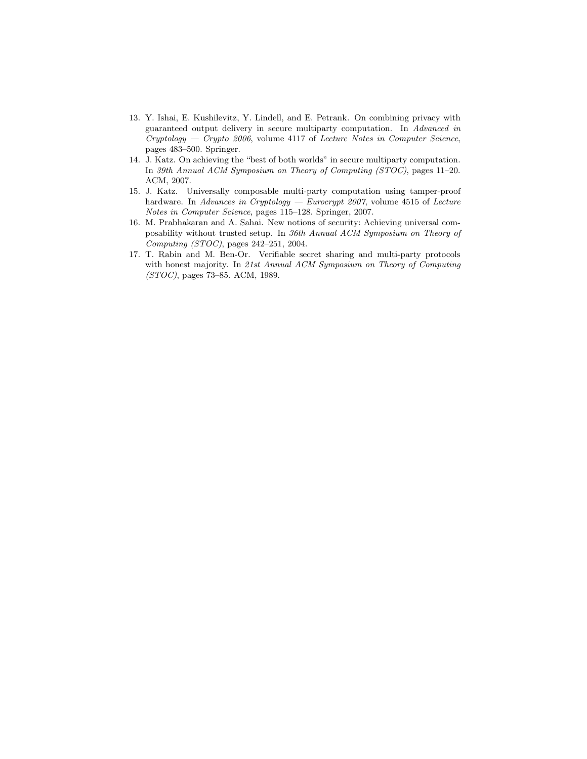13. Y. Ishai, E. Kushilevitz, Y. Lindell, and E. Petrank. On combining privacy with guaranteed output delivery in secure multiparty computation. In *Advanced in Cryptology — Crypto 2006*, volume 4117 of *Lecture Notes in Computer Science*, pages 483–500. Springer.
14. J. Katz. On achieving the "best of both worlds" in secure multiparty computation. In *39th Annual ACM Symposium on Theory of Computing (STOC)*, pages 11–20. ACM, 2007.
15. J. Katz. Universally composable multi-party computation using tamper-proof hardware. In *Advances in Cryptology — Eurocrypt 2007*, volume 4515 of *Lecture Notes in Computer Science*, pages 115–128. Springer, 2007.
16. M. Prabhakaran and A. Sahai. New notions of security: Achieving universal composability without trusted setup. In *36th Annual ACM Symposium on Theory of Computing (STOC)*, pages 242–251, 2004.
17. T. Rabin and M. Ben-Or. Verifiable secret sharing and multi-party protocols with honest majority. In *21st Annual ACM Symposium on Theory of Computing (STOC)*, pages 73–85. ACM, 1989.